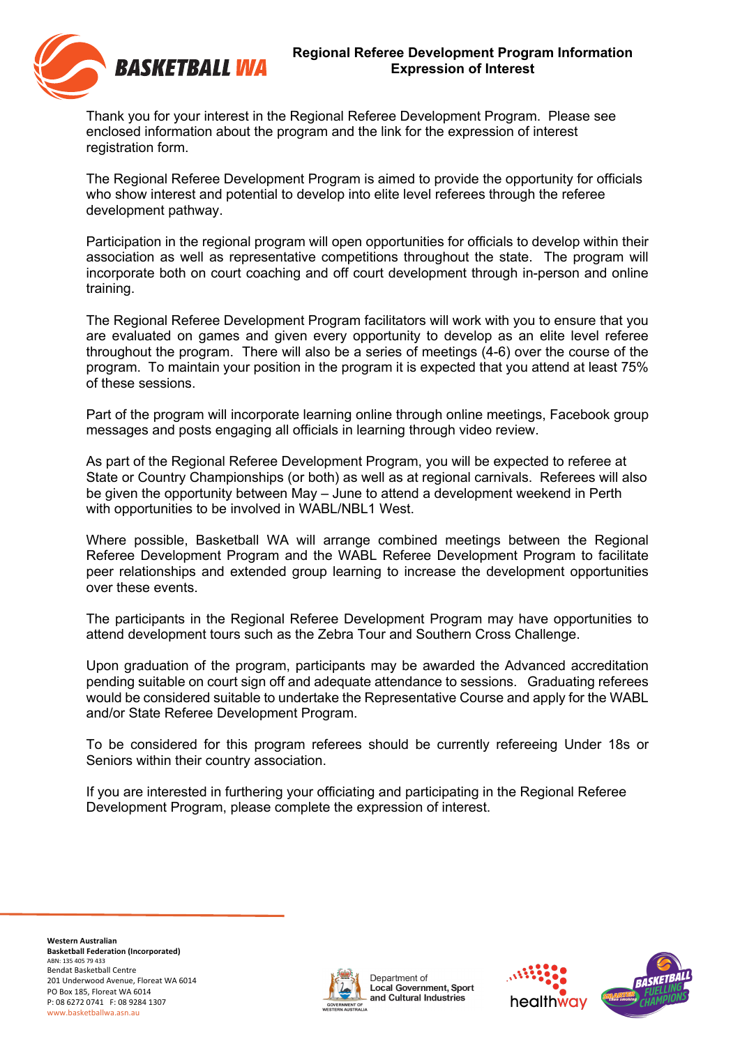# Regional Referee Development Program Information
## Expression of Interest

Thank you for your interest in the Regional Referee Development Program. Please see enclosed information about the program and the link for the expression of interest registration form.

The Regional Referee Development Program is aimed to provide the opportunity for officials who show interest and potential to develop into elite level referees through the referee development pathway.

Participation in the regional program will open opportunities for officials to develop within their association as well as representative competitions throughout the state. The program will incorporate both on court coaching and off court development through in-person and online training.

The Regional Referee Development Program facilitators will work with you to ensure that you are evaluated on games and given every opportunity to develop as an elite level referee throughout the program. There will also be a series of meetings (4-6) over the course of the program. To maintain your position in the program it is expected that you attend at least 75% of these sessions.

Part of the program will incorporate learning online through online meetings, Facebook group messages and posts engaging all officials in learning through video review.

As part of the Regional Referee Development Program, you will be expected to referee at State or Country Championships (or both) as well as at regional carnivals. Referees will also be given the opportunity between May – June to attend a development weekend in Perth with opportunities to be involved in WABL/NBL1 West.

Where possible, Basketball WA will arrange combined meetings between the Regional Referee Development Program and the WABL Referee Development Program to facilitate peer relationships and extended group learning to increase the development opportunities over these events.

The participants in the Regional Referee Development Program may have opportunities to attend development tours such as the Zebra Tour and Southern Cross Challenge.

Upon graduation of the program, participants may be awarded the Advanced accreditation pending suitable on court sign off and adequate attendance to sessions. Graduating referees would be considered suitable to undertake the Representative Course and apply for the WABL and/or State Referee Development Program.

To be considered for this program referees should be currently refereeing Under 18s or Seniors within their country association.

If you are interested in furthering your officiating and participating in the Regional Referee Development Program, please complete the expression of interest.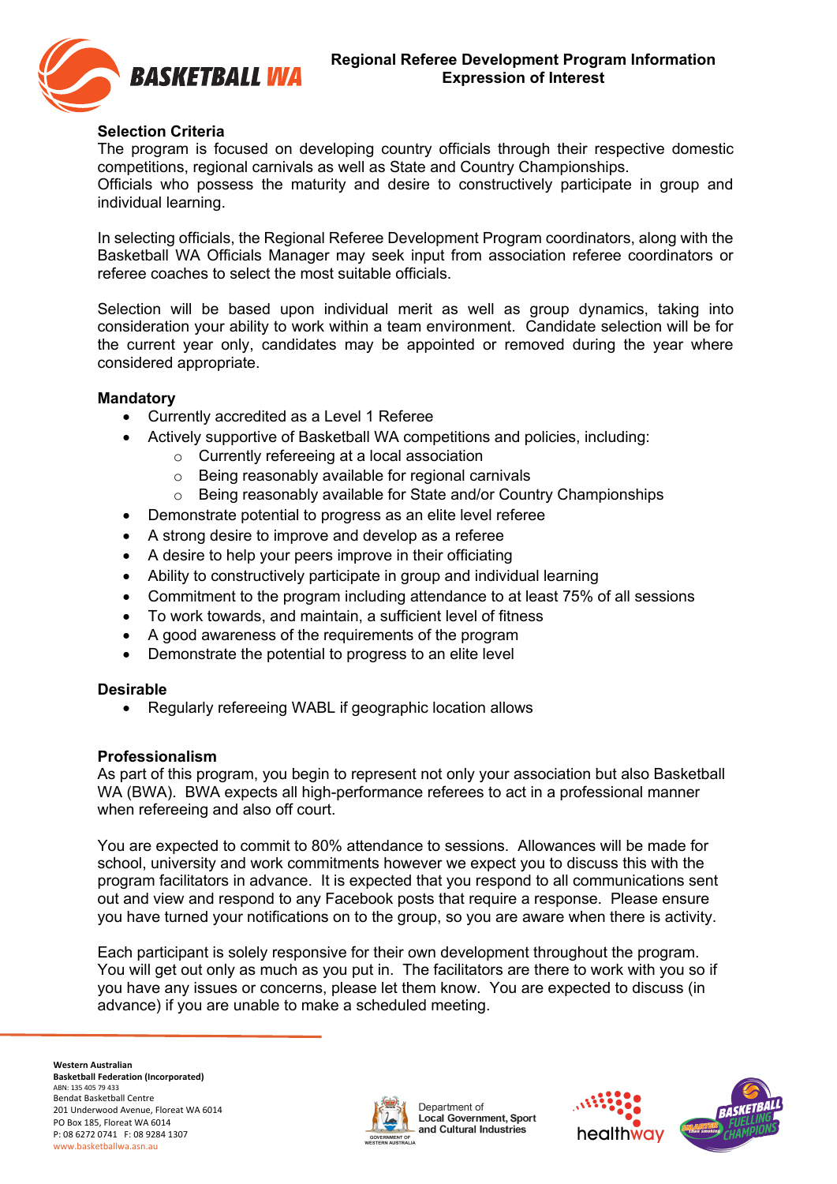## Selection Criteria

The program is focused on developing country officials through their respective domestic competitions, regional carnivals as well as State and Country Championships.
Officials who possess the maturity and desire to constructively participate in group and individual learning.

In selecting officials, the Regional Referee Development Program coordinators, along with the Basketball WA Officials Manager may seek input from association referee coordinators or referee coaches to select the most suitable officials.

Selection will be based upon individual merit as well as group dynamics, taking into consideration your ability to work within a team environment. Candidate selection will be for the current year only, candidates may be appointed or removed during the year where considered appropriate.

### Mandatory

- Currently accredited as a Level 1 Referee
- Actively supportive of Basketball WA competitions and policies, including:
  - Currently refereeing at a local association
  - Being reasonably available for regional carnivals
  - Being reasonably available for State and/or Country Championships
- Demonstrate potential to progress as an elite level referee
- A strong desire to improve and develop as a referee
- A desire to help your peers improve in their officiating
- Ability to constructively participate in group and individual learning
- Commitment to the program including attendance to at least 75% of all sessions
- To work towards, and maintain, a sufficient level of fitness
- A good awareness of the requirements of the program
- Demonstrate the potential to progress to an elite level

### Desirable

- Regularly refereeing WABL if geographic location allows

## Professionalism

As part of this program, you begin to represent not only your association but also Basketball WA (BWA). BWA expects all high-performance referees to act in a professional manner when refereeing and also off court.

You are expected to commit to 80% attendance to sessions. Allowances will be made for school, university and work commitments however we expect you to discuss this with the program facilitators in advance. It is expected that you respond to all communications sent out and view and respond to any Facebook posts that require a response. Please ensure you have turned your notifications on to the group, so you are aware when there is activity.

Each participant is solely responsive for their own development throughout the program. You will get out only as much as you put in. The facilitators are there to work with you so if you have any issues or concerns, please let them know. You are expected to discuss (in advance) if you are unable to make a scheduled meeting.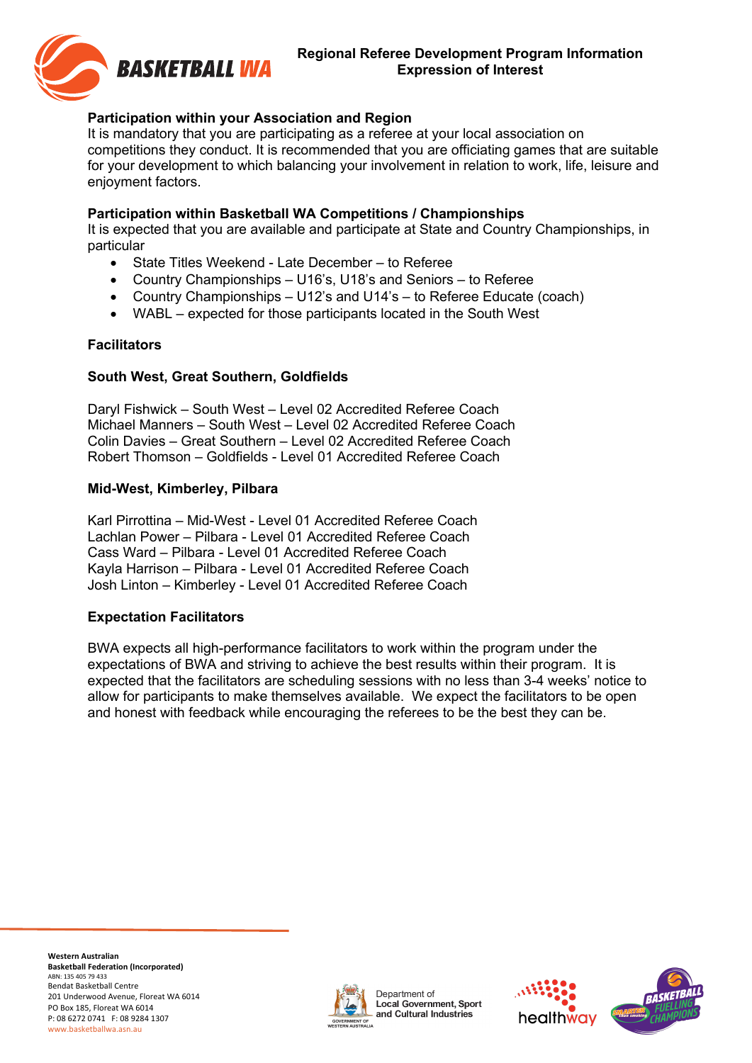## Participation within your Association and Region

It is mandatory that you are participating as a referee at your local association on competitions they conduct. It is recommended that you are officiating games that are suitable for your development to which balancing your involvement in relation to work, life, leisure and enjoyment factors.

## Participation within Basketball WA Competitions / Championships

It is expected that you are available and participate at State and Country Championships, in particular

- State Titles Weekend - Late December – to Referee
- Country Championships – U16's, U18's and Seniors – to Referee
- Country Championships – U12's and U14's – to Referee Educate (coach)
- WABL – expected for those participants located in the South West

## Facilitators

### South West, Great Southern, Goldfields

Daryl Fishwick – South West – Level 02 Accredited Referee Coach
Michael Manners – South West – Level 02 Accredited Referee Coach
Colin Davies – Great Southern – Level 02 Accredited Referee Coach
Robert Thomson – Goldfields - Level 01 Accredited Referee Coach

### Mid-West, Kimberley, Pilbara

Karl Pirrottina – Mid-West - Level 01 Accredited Referee Coach
Lachlan Power – Pilbara - Level 01 Accredited Referee Coach
Cass Ward – Pilbara - Level 01 Accredited Referee Coach
Kayla Harrison – Pilbara - Level 01 Accredited Referee Coach
Josh Linton – Kimberley - Level 01 Accredited Referee Coach

## Expectation Facilitators

BWA expects all high-performance facilitators to work within the program under the expectations of BWA and striving to achieve the best results within their program. It is expected that the facilitators are scheduling sessions with no less than 3-4 weeks' notice to allow for participants to make themselves available. We expect the facilitators to be open and honest with feedback while encouraging the referees to be the best they can be.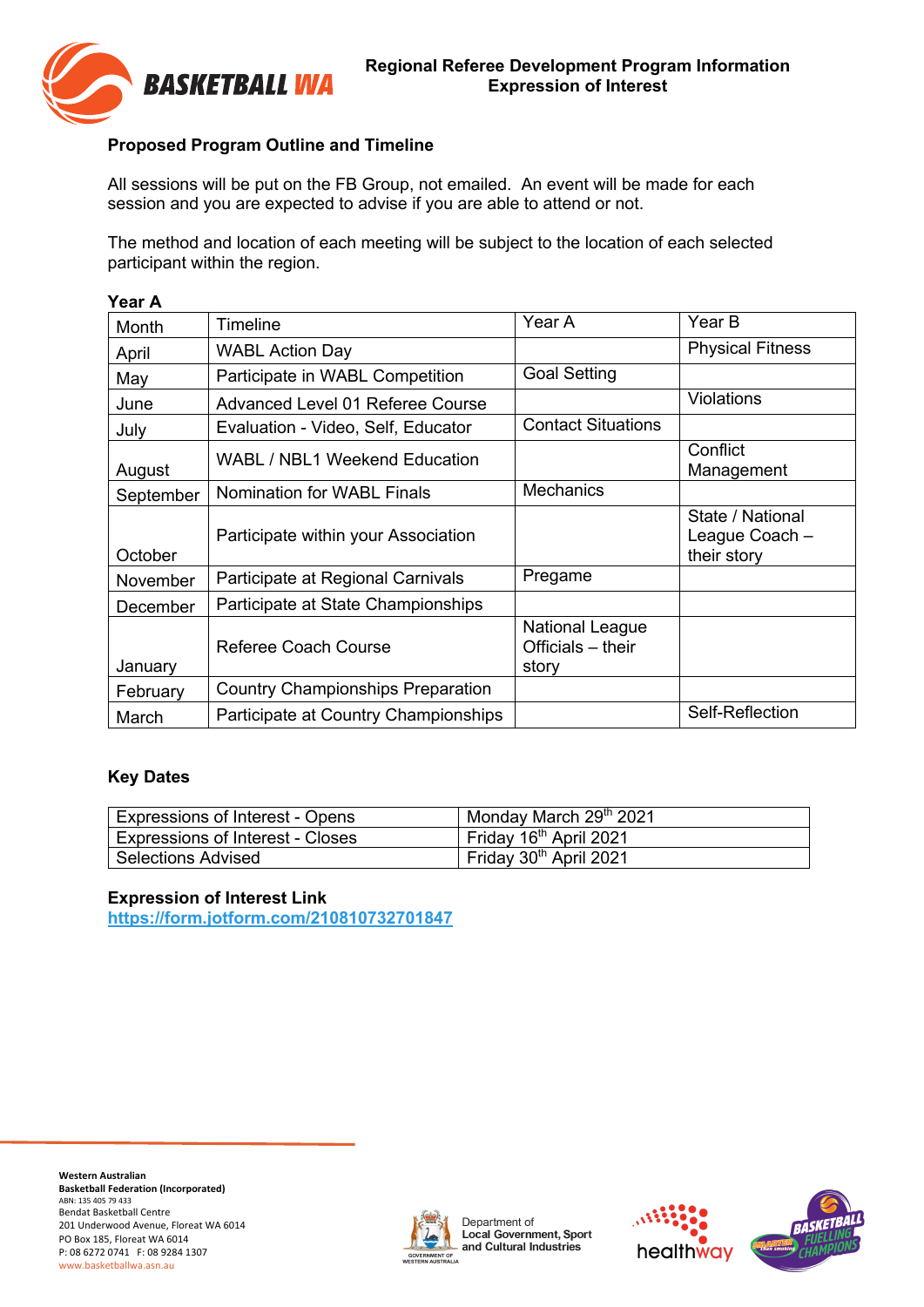**Regional Referee Development Program Information**
**Expression of Interest**

### Proposed Program Outline and Timeline

All sessions will be put on the FB Group, not emailed. An event will be made for each session and you are expected to advise if you are able to attend or not.

The method and location of each meeting will be subject to the location of each selected participant within the region.

**Year A**

| Month | Timeline | Year A | Year B |
|---|---|---|---|
| April | WABL Action Day | | Physical Fitness |
| May | Participate in WABL Competition | Goal Setting | |
| June | Advanced Level 01 Referee Course | | Violations |
| July | Evaluation - Video, Self, Educator | Contact Situations | |
| August | WABL / NBL1 Weekend Education | | Conflict Management |
| September | Nomination for WABL Finals | Mechanics | |
| October | Participate within your Association | | State / National League Coach – their story |
| November | Participate at Regional Carnivals | Pregame | |
| December | Participate at State Championships | | |
| January | Referee Coach Course | National League Officials – their story | |
| February | Country Championships Preparation | | |
| March | Participate at Country Championships | | Self-Reflection |

### Key Dates

| | |
|---|---|
| Expressions of Interest - Opens | Monday March 29th 2021 |
| Expressions of Interest - Closes | Friday 16th April 2021 |
| Selections Advised | Friday 30th April 2021 |

**Expression of Interest Link**
**https://form.jotform.com/210810732701847**

**Western Australian**
**Basketball Federation (Incorporated)**
ABN: 135 405 79 433
Bendat Basketball Centre
201 Underwood Avenue, Floreat WA 6014
PO Box 185, Floreat WA 6014
P: 08 6272 0741 F: 08 9284 1307
www.basketballwa.asn.au